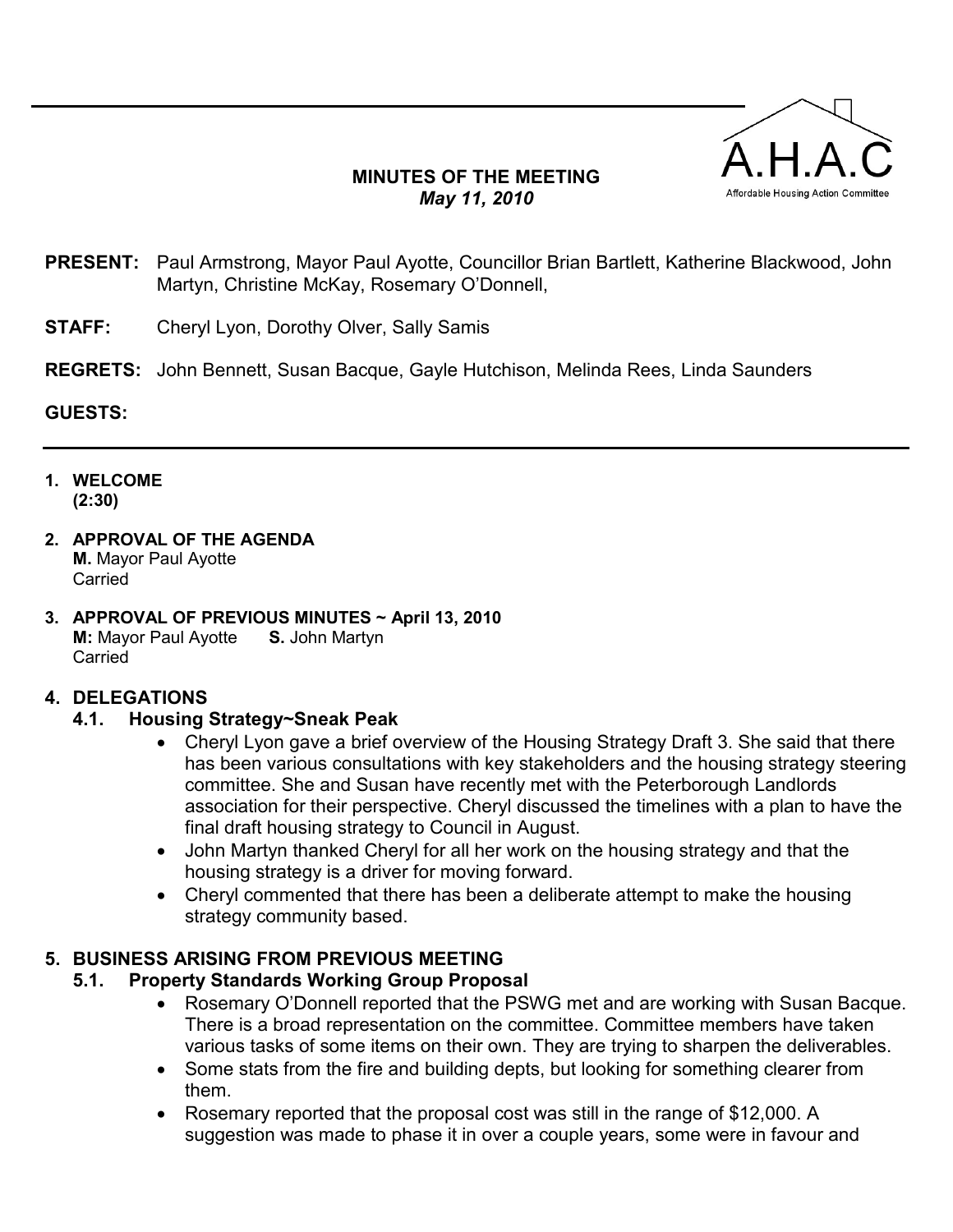A.H.A.C

Affordable Housing Action Committee

**MINUTES OF THE MEETING**
***May 11, 2010***

**PRESENT:** Paul Armstrong, Mayor Paul Ayotte, Councillor Brian Bartlett, Katherine Blackwood, John Martyn, Christine McKay, Rosemary O'Donnell,

**STAFF:** Cheryl Lyon, Dorothy Olver, Sally Samis

**REGRETS:** John Bennett, Susan Bacque, Gayle Hutchison, Melinda Rees, Linda Saunders

**GUESTS:**

---

1. **WELCOME**
   **(2:30)**

2. **APPROVAL OF THE AGENDA**
   **M.** Mayor Paul Ayotte
   Carried

3. **APPROVAL OF PREVIOUS MINUTES ~ April 13, 2010**
   **M:** Mayor Paul Ayotte **S.** John Martyn
   Carried

## 4. DELEGATIONS

### 4.1. Housing Strategy~Sneak Peak

- Cheryl Lyon gave a brief overview of the Housing Strategy Draft 3. She said that there has been various consultations with key stakeholders and the housing strategy steering committee. She and Susan have recently met with the Peterborough Landlords association for their perspective. Cheryl discussed the timelines with a plan to have the final draft housing strategy to Council in August.
- John Martyn thanked Cheryl for all her work on the housing strategy and that the housing strategy is a driver for moving forward.
- Cheryl commented that there has been a deliberate attempt to make the housing strategy community based.

## 5. BUSINESS ARISING FROM PREVIOUS MEETING

### 5.1. Property Standards Working Group Proposal

- Rosemary O'Donnell reported that the PSWG met and are working with Susan Bacque. There is a broad representation on the committee. Committee members have taken various tasks of some items on their own. They are trying to sharpen the deliverables.
- Some stats from the fire and building depts, but looking for something clearer from them.
- Rosemary reported that the proposal cost was still in the range of $12,000. A suggestion was made to phase it in over a couple years, some were in favour and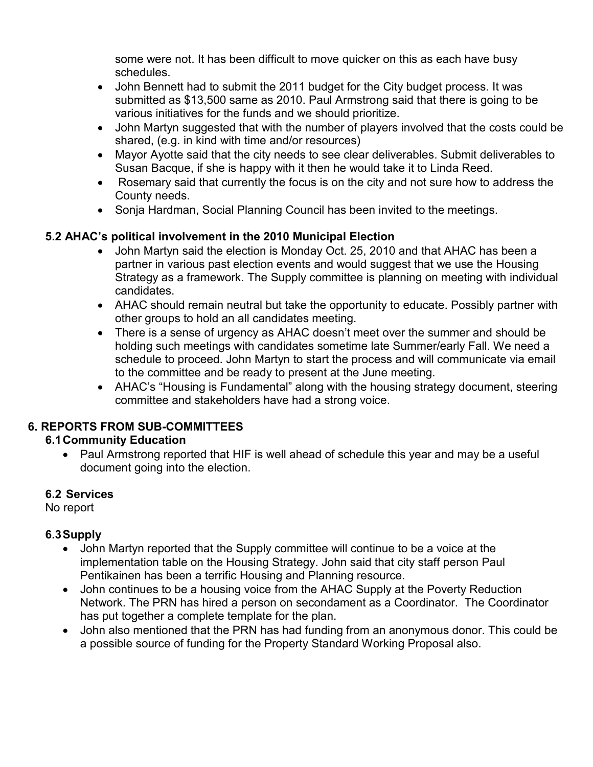some were not. It has been difficult to move quicker on this as each have busy schedules.

- John Bennett had to submit the 2011 budget for the City budget process. It was submitted as $13,500 same as 2010. Paul Armstrong said that there is going to be various initiatives for the funds and we should prioritize.
- John Martyn suggested that with the number of players involved that the costs could be shared, (e.g. in kind with time and/or resources)
- Mayor Ayotte said that the city needs to see clear deliverables. Submit deliverables to Susan Bacque, if she is happy with it then he would take it to Linda Reed.
- Rosemary said that currently the focus is on the city and not sure how to address the County needs.
- Sonja Hardman, Social Planning Council has been invited to the meetings.

### 5.2 AHAC's political involvement in the 2010 Municipal Election

- John Martyn said the election is Monday Oct. 25, 2010 and that AHAC has been a partner in various past election events and would suggest that we use the Housing Strategy as a framework. The Supply committee is planning on meeting with individual candidates.
- AHAC should remain neutral but take the opportunity to educate. Possibly partner with other groups to hold an all candidates meeting.
- There is a sense of urgency as AHAC doesn't meet over the summer and should be holding such meetings with candidates sometime late Summer/early Fall. We need a schedule to proceed. John Martyn to start the process and will communicate via email to the committee and be ready to present at the June meeting.
- AHAC's "Housing is Fundamental" along with the housing strategy document, steering committee and stakeholders have had a strong voice.

## 6. REPORTS FROM SUB-COMMITTEES

### 6.1 Community Education

- Paul Armstrong reported that HIF is well ahead of schedule this year and may be a useful document going into the election.

### 6.2 Services

No report

### 6.3 Supply

- John Martyn reported that the Supply committee will continue to be a voice at the implementation table on the Housing Strategy. John said that city staff person Paul Pentikainen has been a terrific Housing and Planning resource.
- John continues to be a housing voice from the AHAC Supply at the Poverty Reduction Network. The PRN has hired a person on secondament as a Coordinator. The Coordinator has put together a complete template for the plan.
- John also mentioned that the PRN has had funding from an anonymous donor. This could be a possible source of funding for the Property Standard Working Proposal also.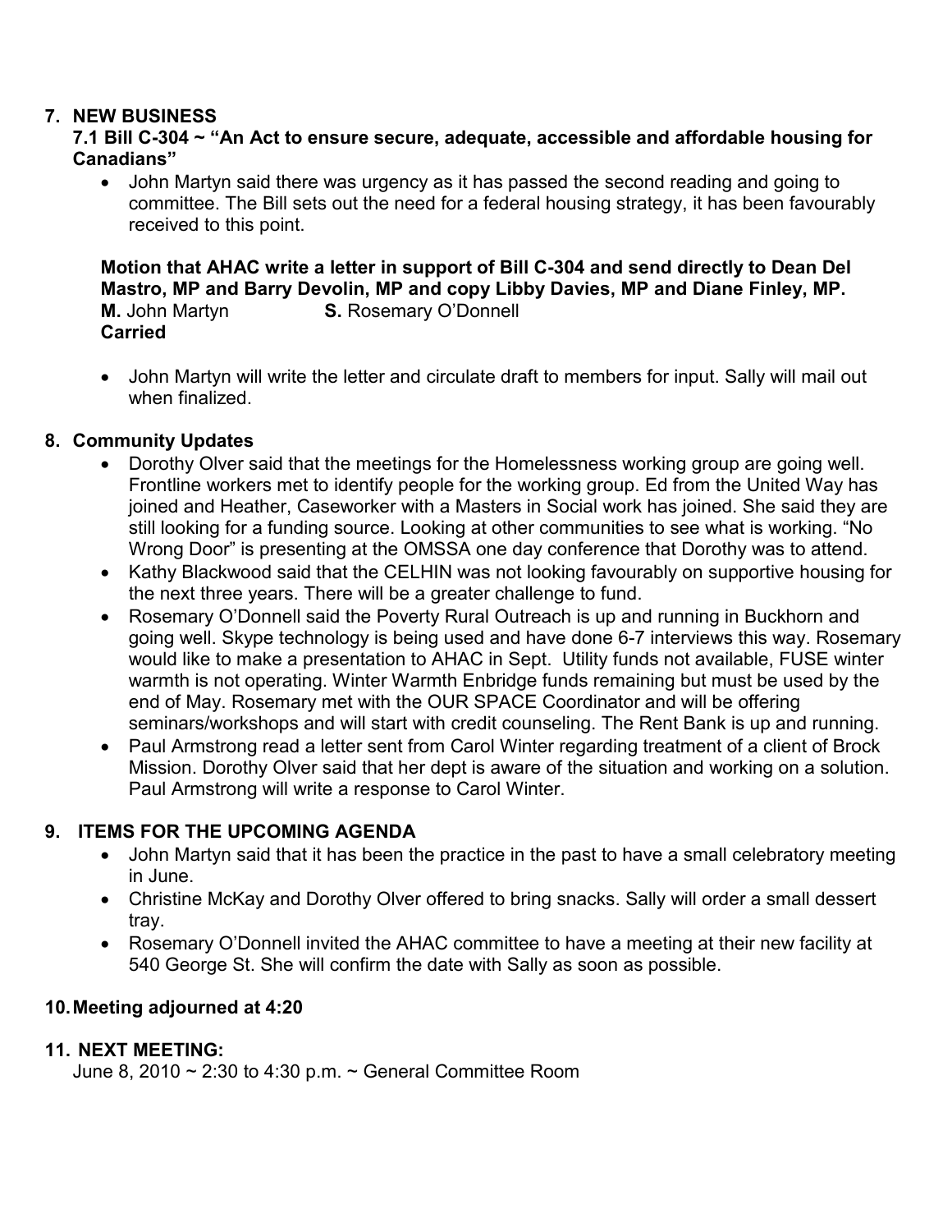## 7. NEW BUSINESS

### 7.1 Bill C-304 ~ "An Act to ensure secure, adequate, accessible and affordable housing for Canadians"

- John Martyn said there was urgency as it has passed the second reading and going to committee. The Bill sets out the need for a federal housing strategy, it has been favourably received to this point.

**Motion that AHAC write a letter in support of Bill C-304 and send directly to Dean Del Mastro, MP and Barry Devolin, MP and copy Libby Davies, MP and Diane Finley, MP.**
**M.** John Martyn **S.** Rosemary O'Donnell
**Carried**

- John Martyn will write the letter and circulate draft to members for input. Sally will mail out when finalized.

## 8. Community Updates

- Dorothy Olver said that the meetings for the Homelessness working group are going well. Frontline workers met to identify people for the working group. Ed from the United Way has joined and Heather, Caseworker with a Masters in Social work has joined. She said they are still looking for a funding source. Looking at other communities to see what is working. "No Wrong Door" is presenting at the OMSSA one day conference that Dorothy was to attend.
- Kathy Blackwood said that the CELHIN was not looking favourably on supportive housing for the next three years. There will be a greater challenge to fund.
- Rosemary O'Donnell said the Poverty Rural Outreach is up and running in Buckhorn and going well. Skype technology is being used and have done 6-7 interviews this way. Rosemary would like to make a presentation to AHAC in Sept. Utility funds not available, FUSE winter warmth is not operating. Winter Warmth Enbridge funds remaining but must be used by the end of May. Rosemary met with the OUR SPACE Coordinator and will be offering seminars/workshops and will start with credit counseling. The Rent Bank is up and running.
- Paul Armstrong read a letter sent from Carol Winter regarding treatment of a client of Brock Mission. Dorothy Olver said that her dept is aware of the situation and working on a solution. Paul Armstrong will write a response to Carol Winter.

## 9. ITEMS FOR THE UPCOMING AGENDA

- John Martyn said that it has been the practice in the past to have a small celebratory meeting in June.
- Christine McKay and Dorothy Olver offered to bring snacks. Sally will order a small dessert tray.
- Rosemary O'Donnell invited the AHAC committee to have a meeting at their new facility at 540 George St. She will confirm the date with Sally as soon as possible.

## 10. Meeting adjourned at 4:20

## 11. NEXT MEETING:

June 8, 2010 ~ 2:30 to 4:30 p.m. ~ General Committee Room